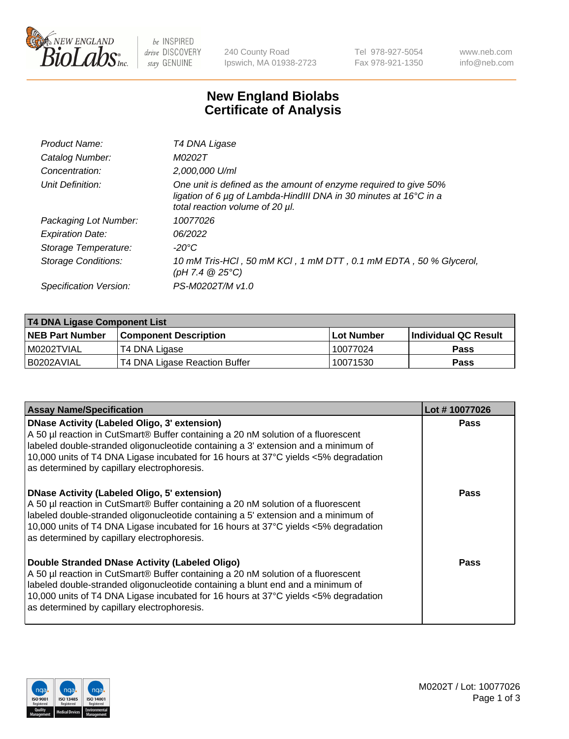# New England Biolabs Certificate of Analysis

| | |
|---|---|
| *Product Name:* | *T4 DNA Ligase* |
| *Catalog Number:* | *M0202T* |
| *Concentration:* | *2,000,000 U/ml* |
| *Unit Definition:* | *One unit is defined as the amount of enzyme required to give 50% ligation of 6 µg of Lambda-HindIII DNA in 30 minutes at 16°C in a total reaction volume of 20 µl.* |
| *Packaging Lot Number:* | *10077026* |
| *Expiration Date:* | *06/2022* |
| *Storage Temperature:* | *-20°C* |
| *Storage Conditions:* | *10 mM Tris-HCl , 50 mM KCl , 1 mM DTT , 0.1 mM EDTA , 50 % Glycerol, (pH 7.4 @ 25°C)* |
| *Specification Version:* | *PS-M0202T/M v1.0* |

| T4 DNA Ligase Component List | | | |
|---|---|---|---|
| **NEB Part Number** | **Component Description** | **Lot Number** | **Individual QC Result** |
| M0202TVIAL | T4 DNA Ligase | 10077024 | **Pass** |
| B0202AVIAL | T4 DNA Ligase Reaction Buffer | 10071530 | **Pass** |

| Assay Name/Specification | Lot # 10077026 |
|---|---|
| **DNase Activity (Labeled Oligo, 3' extension)** A 50 µl reaction in CutSmart® Buffer containing a 20 nM solution of a fluorescent labeled double-stranded oligonucleotide containing a 3' extension and a minimum of 10,000 units of T4 DNA Ligase incubated for 16 hours at 37°C yields <5% degradation as determined by capillary electrophoresis. | **Pass** |
| **DNase Activity (Labeled Oligo, 5' extension)** A 50 µl reaction in CutSmart® Buffer containing a 20 nM solution of a fluorescent labeled double-stranded oligonucleotide containing a 5' extension and a minimum of 10,000 units of T4 DNA Ligase incubated for 16 hours at 37°C yields <5% degradation as determined by capillary electrophoresis. | **Pass** |
| **Double Stranded DNase Activity (Labeled Oligo)** A 50 µl reaction in CutSmart® Buffer containing a 20 nM solution of a fluorescent labeled double-stranded oligonucleotide containing a blunt end and a minimum of 10,000 units of T4 DNA Ligase incubated for 16 hours at 37°C yields <5% degradation as determined by capillary electrophoresis. | **Pass** |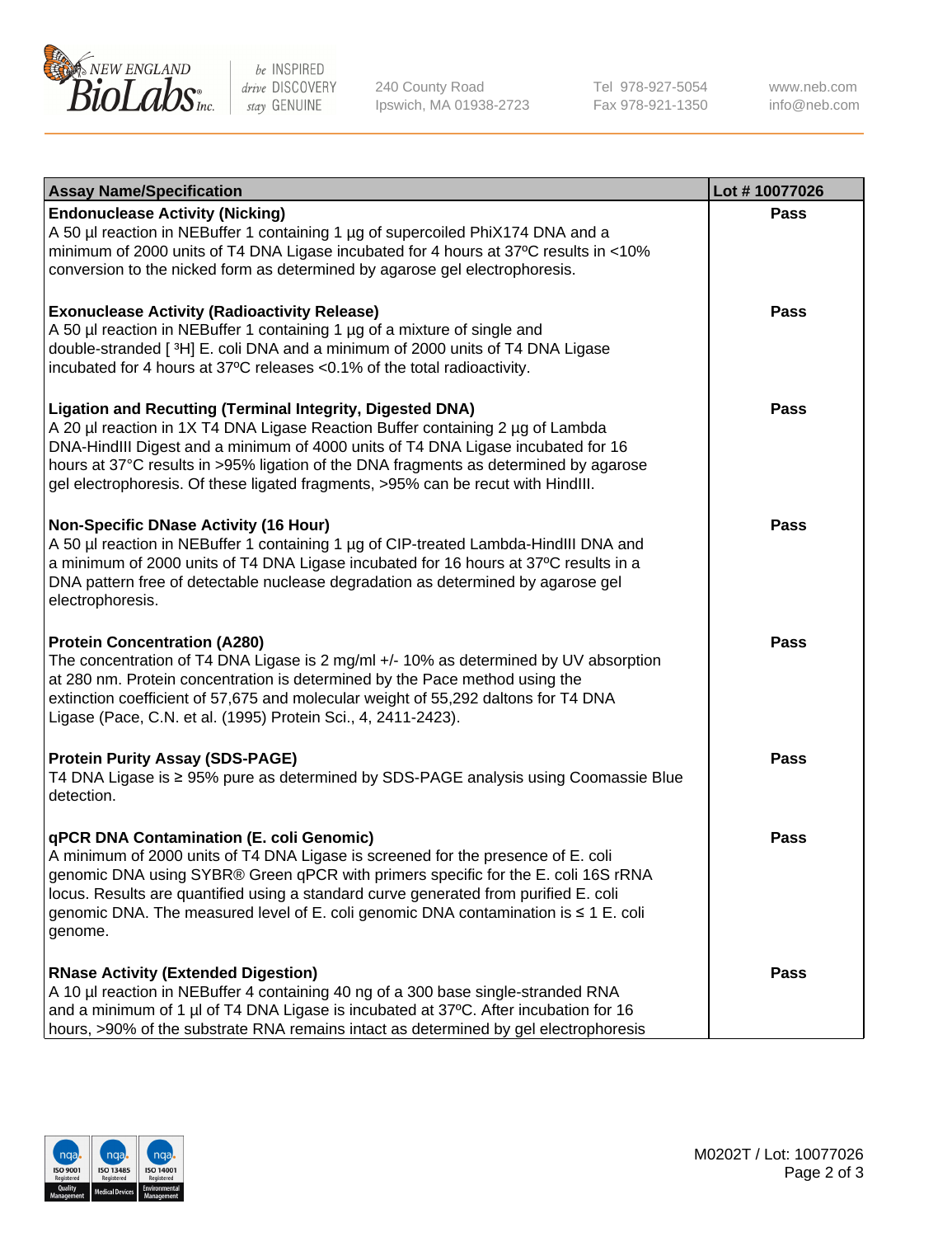| Assay Name/Specification | Lot # 10077026 |
|---|---|
| **Endonuclease Activity (Nicking)**<br>A 50 µl reaction in NEBuffer 1 containing 1 µg of supercoiled PhiX174 DNA and a minimum of 2000 units of T4 DNA Ligase incubated for 4 hours at 37ºC results in <10% conversion to the nicked form as determined by agarose gel electrophoresis. | **Pass** |
| **Exonuclease Activity (Radioactivity Release)**<br>A 50 µl reaction in NEBuffer 1 containing 1 µg of a mixture of single and double-stranded [ $^3$H] E. coli DNA and a minimum of 2000 units of T4 DNA Ligase incubated for 4 hours at 37ºC releases <0.1% of the total radioactivity. | **Pass** |
| **Ligation and Recutting (Terminal Integrity, Digested DNA)**<br>A 20 µl reaction in 1X T4 DNA Ligase Reaction Buffer containing 2 µg of Lambda DNA-HindIII Digest and a minimum of 4000 units of T4 DNA Ligase incubated for 16 hours at 37°C results in >95% ligation of the DNA fragments as determined by agarose gel electrophoresis. Of these ligated fragments, >95% can be recut with HindIII. | **Pass** |
| **Non-Specific DNase Activity (16 Hour)**<br>A 50 µl reaction in NEBuffer 1 containing 1 µg of CIP-treated Lambda-HindIII DNA and a minimum of 2000 units of T4 DNA Ligase incubated for 16 hours at 37ºC results in a DNA pattern free of detectable nuclease degradation as determined by agarose gel electrophoresis. | **Pass** |
| **Protein Concentration (A280)**<br>The concentration of T4 DNA Ligase is 2 mg/ml +/- 10% as determined by UV absorption at 280 nm. Protein concentration is determined by the Pace method using the extinction coefficient of 57,675 and molecular weight of 55,292 daltons for T4 DNA Ligase (Pace, C.N. et al. (1995) Protein Sci., 4, 2411-2423). | **Pass** |
| **Protein Purity Assay (SDS-PAGE)**<br>T4 DNA Ligase is ≥ 95% pure as determined by SDS-PAGE analysis using Coomassie Blue detection. | **Pass** |
| **qPCR DNA Contamination (E. coli Genomic)**<br>A minimum of 2000 units of T4 DNA Ligase is screened for the presence of E. coli genomic DNA using SYBR® Green qPCR with primers specific for the E. coli 16S rRNA locus. Results are quantified using a standard curve generated from purified E. coli genomic DNA. The measured level of E. coli genomic DNA contamination is ≤ 1 E. coli genome. | **Pass** |
| **RNase Activity (Extended Digestion)**<br>A 10 µl reaction in NEBuffer 4 containing 40 ng of a 300 base single-stranded RNA and a minimum of 1 µl of T4 DNA Ligase is incubated at 37ºC. After incubation for 16 hours, >90% of the substrate RNA remains intact as determined by gel electrophoresis | **Pass** |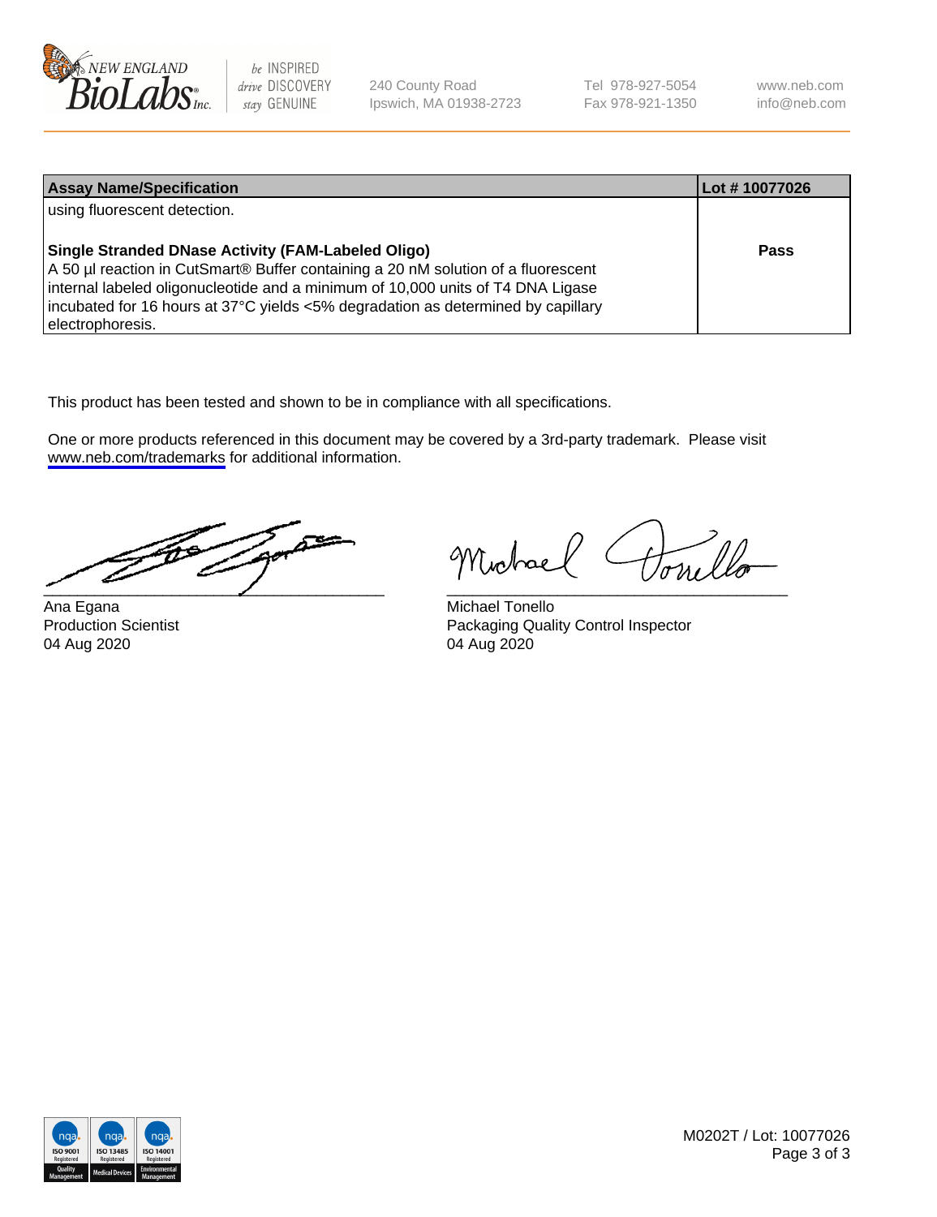| Assay Name/Specification | Lot # 10077026 |
| --- | --- |
| using fluorescent detection. | |
| **Single Stranded DNase Activity (FAM-Labeled Oligo)**<br>A 50 µl reaction in CutSmart® Buffer containing a 20 nM solution of a fluorescent internal labeled oligonucleotide and a minimum of 10,000 units of T4 DNA Ligase incubated for 16 hours at 37°C yields <5% degradation as determined by capillary electrophoresis. | **Pass** |

This product has been tested and shown to be in compliance with all specifications.

One or more products referenced in this document may be covered by a 3rd-party trademark. Please visit www.neb.com/trademarks for additional information.

Ana Egana
Production Scientist
04 Aug 2020

Michael Tonello
Packaging Quality Control Inspector
04 Aug 2020

M0202T / Lot: 10077026